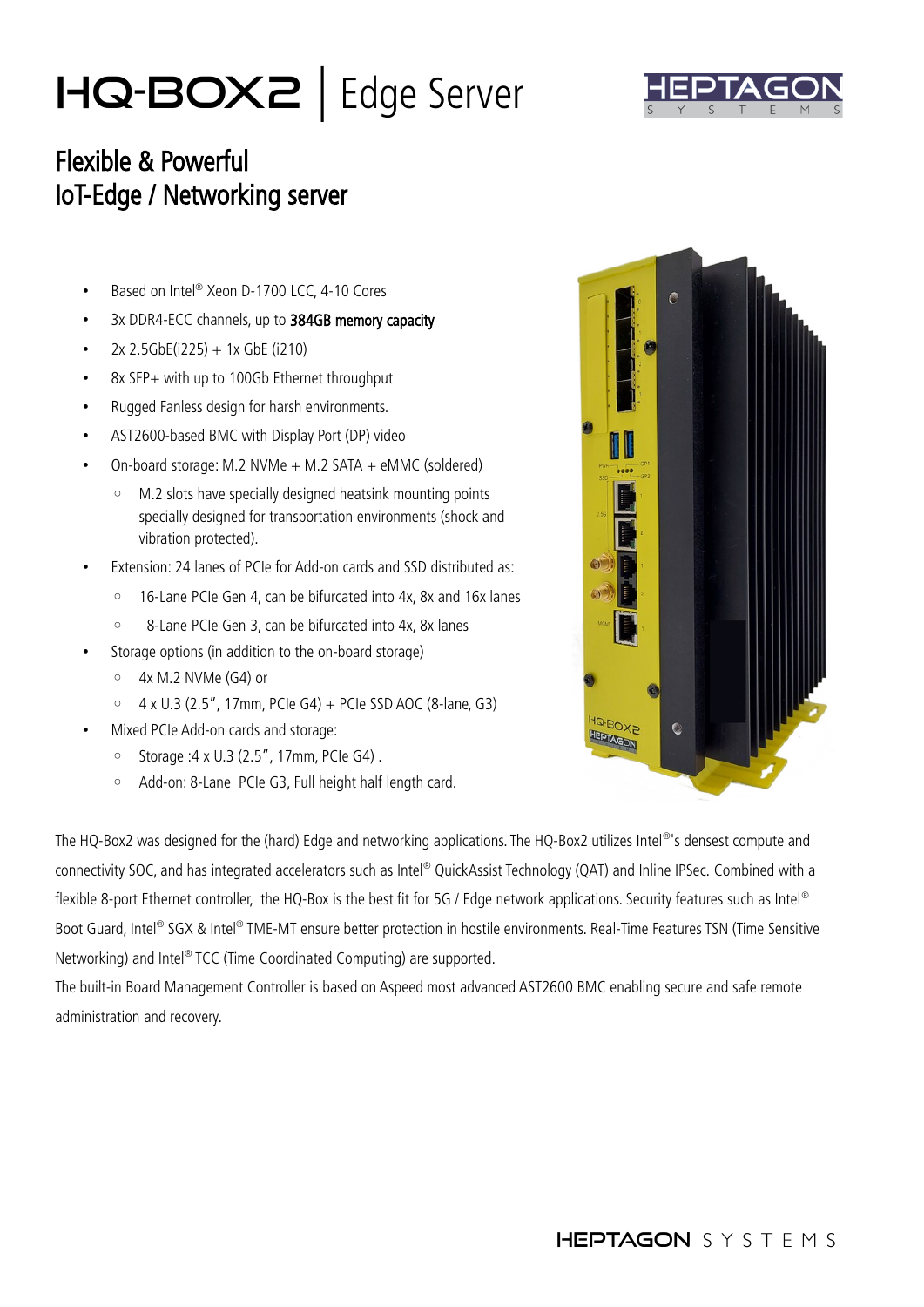# HQ-BOX2 | Edge Server

HEPTAGON SYSTEMS

## Flexible & Powerful
## IoT-Edge / Networking server

- Based on Intel® Xeon D-1700 LCC, 4-10 Cores
- 3x DDR4-ECC channels, up to **384GB memory capacity**
- 2x 2.5GbE(i225) + 1x GbE (i210)
- 8x SFP+ with up to 100Gb Ethernet throughput
- Rugged Fanless design for harsh environments.
- AST2600-based BMC with Display Port (DP) video
- On-board storage: M.2 NVMe + M.2 SATA + eMMC (soldered)
  - M.2 slots have specially designed heatsink mounting points specially designed for transportation environments (shock and vibration protected).
- Extension: 24 lanes of PCIe for Add-on cards and SSD distributed as:
  - 16-Lane PCIe Gen 4, can be bifurcated into 4x, 8x and 16x lanes
  - 8-Lane PCIe Gen 3, can be bifurcated into 4x, 8x lanes
- Storage options (in addition to the on-board storage)
  - 4x M.2 NVMe (G4) or
  - 4 x U.3 (2.5", 17mm, PCIe G4) + PCIe SSD AOC (8-lane, G3)
- Mixed PCIe Add-on cards and storage:
  - Storage :4 x U.3 (2.5", 17mm, PCIe G4) .
  - Add-on: 8-Lane PCIe G3, Full height half length card.

The HQ-Box2 was designed for the (hard) Edge and networking applications. The HQ-Box2 utilizes Intel®'s densest compute and connectivity SOC, and has integrated accelerators such as Intel® QuickAssist Technology (QAT) and Inline IPSec. Combined with a flexible 8-port Ethernet controller, the HQ-Box is the best fit for 5G / Edge network applications. Security features such as Intel® Boot Guard, Intel® SGX & Intel® TME-MT ensure better protection in hostile environments. Real-Time Features TSN (Time Sensitive Networking) and Intel® TCC (Time Coordinated Computing) are supported.
The built-in Board Management Controller is based on Aspeed most advanced AST2600 BMC enabling secure and safe remote administration and recovery.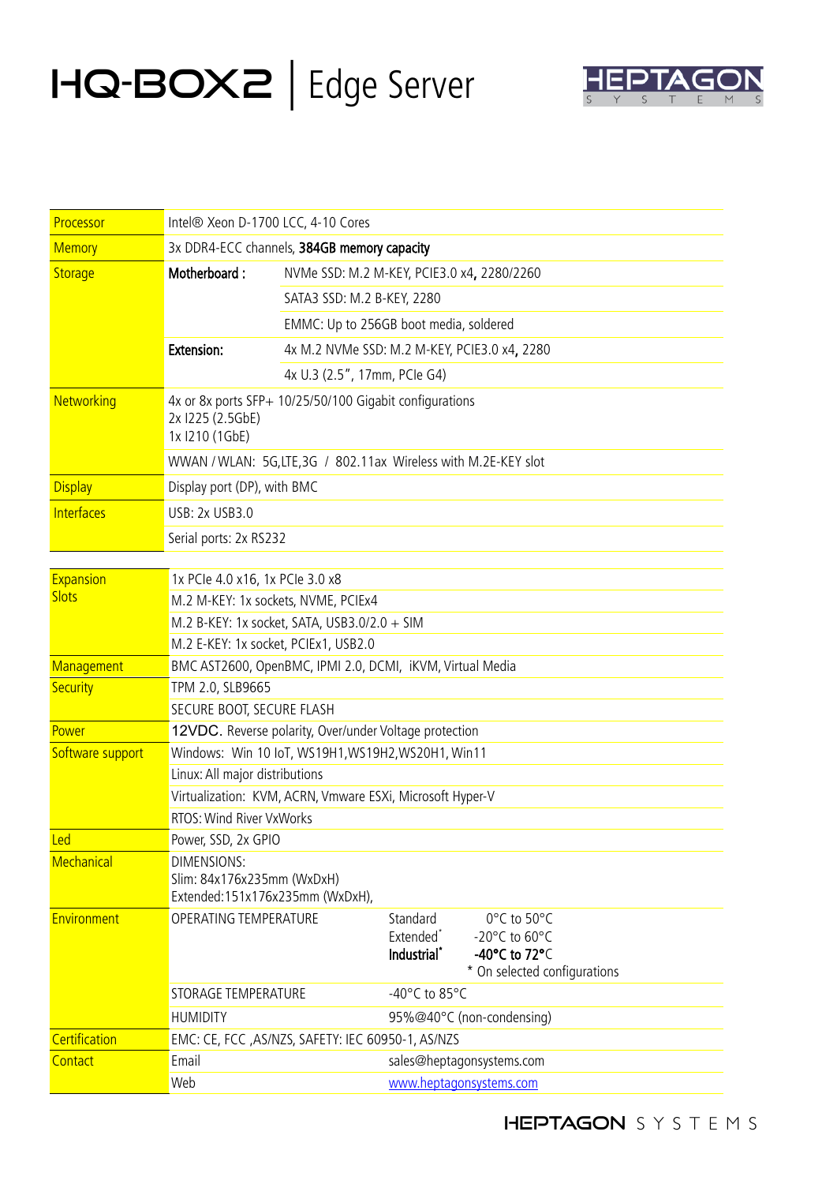# HQ-BOX2 | Edge Server

HEPTAGON SYSTEMS

| | | |
|---|---|---|
| Processor | Intel® Xeon D-1700 LCC, 4-10 Cores | |
| Memory | 3x DDR4-ECC channels, **384GB memory capacity** | |
| Storage | **Motherboard :** | NVMe SSD: M.2 M-KEY, PCIE3.0 x4, 2280/2260 |
| | | SATA3 SSD: M.2 B-KEY, 2280 |
| | | EMMC: Up to 256GB boot media, soldered |
| | **Extension:** | 4x M.2 NVMe SSD: M.2 M-KEY, PCIE3.0 x4, 2280 |
| | | 4x U.3 (2.5", 17mm, PCIe G4) |
| Networking | 4x or 8x ports SFP+ 10/25/50/100 Gigabit configurations<br>2x I225 (2.5GbE)<br>1x I210 (1GbE) | |
| | WWAN / WLAN: 5G,LTE,3G / 802.11ax Wireless with M.2E-KEY slot | |
| Display | Display port (DP), with BMC | |
| Interfaces | USB: 2x USB3.0 | |
| | Serial ports: 2x RS232 | |

| | | | |
|---|---|---|---|
| Expansion Slots | 1x PCIe 4.0 x16, 1x PCIe 3.0 x8 | | |
| | M.2 M-KEY: 1x sockets, NVME, PCIEx4 | | |
| | M.2 B-KEY: 1x socket, SATA, USB3.0/2.0 + SIM | | |
| | M.2 E-KEY: 1x socket, PCIEx1, USB2.0 | | |
| Management | BMC AST2600, OpenBMC, IPMI 2.0, DCMI, iKVM, Virtual Media | | |
| Security | TPM 2.0, SLB9665 | | |
| | SECURE BOOT, SECURE FLASH | | |
| Power | 12VDC. Reverse polarity, Over/under Voltage protection | | |
| Software support | Windows: Win 10 IoT, WS19H1,WS19H2,WS20H1, Win11 | | |
| | Linux: All major distributions | | |
| | Virtualization: KVM, ACRN, Vmware ESXi, Microsoft Hyper-V | | |
| | RTOS: Wind River VxWorks | | |
| Led | Power, SSD, 2x GPIO | | |
| Mechanical | DIMENSIONS:<br>Slim: 84x176x235mm (WxDxH)<br>Extended:151x176x235mm (WxDxH), | | |
| Environment | OPERATING TEMPERATURE | Standard<br>Extended*<br>**Industrial*** | 0°C to 50°C<br>-20°C to 60°C<br>**-40°C to 72°C**<br>* On selected configurations |
| | STORAGE TEMPERATURE | -40°C to 85°C | |
| | HUMIDITY | 95%@40°C (non-condensing) | |
| Certification | EMC: CE, FCC ,AS/NZS, SAFETY: IEC 60950-1, AS/NZS | | |
| Contact | Email | sales@heptagonsystems.com | |
| | Web | www.heptagonsystems.com | |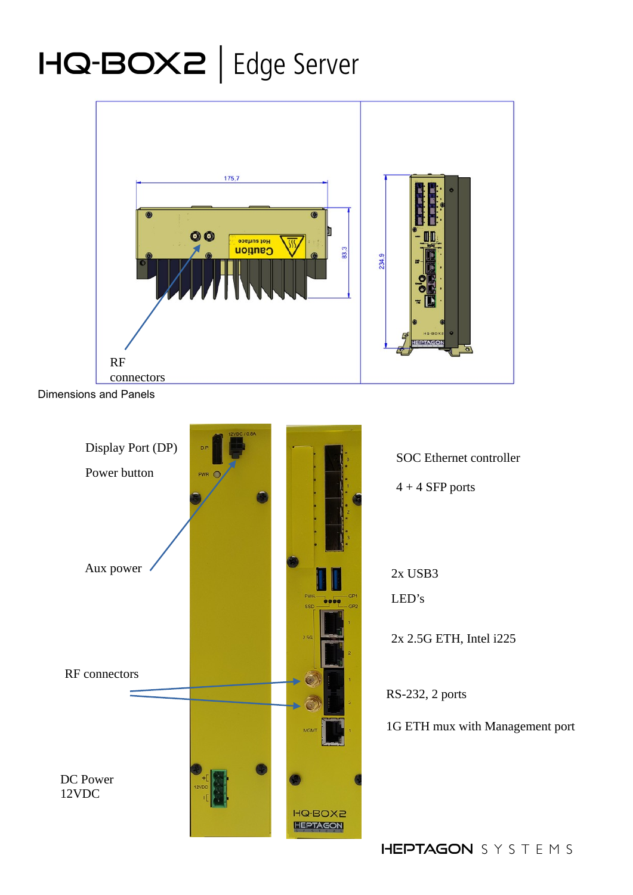# HQ-BOX2 | Edge Server

175.7

83.3

234.9

RF connectors

Dimensions and Panels

Display Port (DP)

Power button

Aux power

RF connectors

DC Power 12VDC

SOC Ethernet controller

4 + 4 SFP ports

2x USB3

LED's

2x 2.5G ETH, Intel i225

RS-232, 2 ports

1G ETH mux with Management port

HEPTAGON SYSTEMS